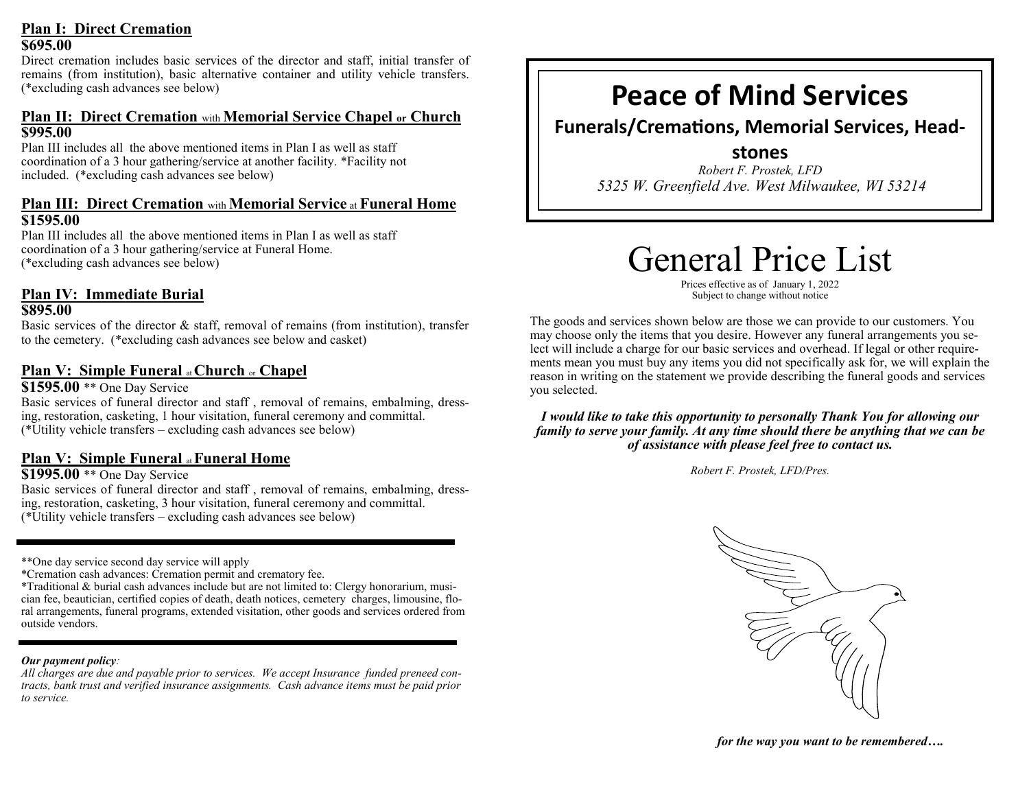# Peace of Mind Services

## Funerals/Cremations, Memorial Services, Headstones

*Robert F. Prostek, LFD*
*5325 W. Greenfield Ave. West Milwaukee, WI 53214*

# General Price List

Prices effective as of January 1, 2022
Subject to change without notice

The goods and services shown below are those we can provide to our customers. You may choose only the items that you desire. However any funeral arrangements you select will include a charge for our basic services and overhead. If legal or other requirements mean you must buy any items you did not specifically ask for, we will explain the reason in writing on the statement we provide describing the funeral goods and services you selected.

***I would like to take this opportunity to personally Thank You for allowing our family to serve your family. At any time should there be anything that we can be of assistance with please feel free to contact us.***

*Robert F. Prostek, LFD/Pres.*

***for the way you want to be remembered….***

### Plan I: Direct Cremation
**$695.00**

Direct cremation includes basic services of the director and staff, initial transfer of remains (from institution), basic alternative container and utility vehicle transfers. (*excluding cash advances see below)

### Plan II: Direct Cremation with Memorial Service Chapel or Church
**$995.00**

Plan III includes all the above mentioned items in Plan I as well as staff coordination of a 3 hour gathering/service at another facility. *Facility not included. (*excluding cash advances see below)

### Plan III: Direct Cremation with Memorial Service at Funeral Home
**$1595.00**

Plan III includes all the above mentioned items in Plan I as well as staff coordination of a 3 hour gathering/service at Funeral Home. (*excluding cash advances see below)

### Plan IV: Immediate Burial
**$895.00**

Basic services of the director & staff, removal of remains (from institution), transfer to the cemetery. (*excluding cash advances see below and casket)

### Plan V: Simple Funeral at Church or Chapel
**$1595.00** ** One Day Service

Basic services of funeral director and staff , removal of remains, embalming, dressing, restoration, casketing, 1 hour visitation, funeral ceremony and committal. (*Utility vehicle transfers – excluding cash advances see below)

### Plan V: Simple Funeral at Funeral Home
**$1995.00** ** One Day Service

Basic services of funeral director and staff , removal of remains, embalming, dressing, restoration, casketing, 3 hour visitation, funeral ceremony and committal. (*Utility vehicle transfers – excluding cash advances see below)

---

**One day service second day service will apply

*Cremation cash advances: Cremation permit and crematory fee.

*Traditional & burial cash advances include but are not limited to: Clergy honorarium, musician fee, beautician, certified copies of death, death notices, cemetery charges, limousine, floral arrangements, funeral programs, extended visitation, other goods and services ordered from outside vendors.

---

***Our payment policy**:*

*All charges are due and payable prior to services. We accept Insurance funded preneed contracts, bank trust and verified insurance assignments. Cash advance items must be paid prior to service.*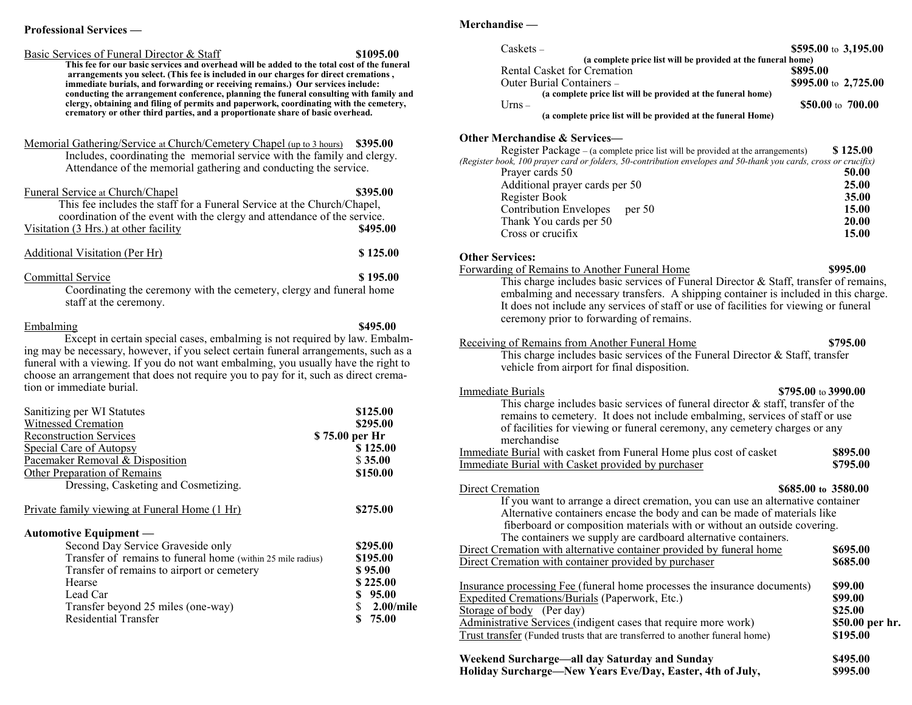**Professional Services —**

Basic Services of Funeral Director & Staff **$1095.00**

**This fee for our basic services and overhead will be added to the total cost of the funeral arrangements you select. (This fee is included in our charges for direct cremations , immediate burials, and forwarding or receiving remains.) Our services include: conducting the arrangement conference, planning the funeral consulting with family and clergy, obtaining and filing of permits and paperwork, coordinating with the cemetery, crematory or other third parties, and a proportionate share of basic overhead.**

Memorial Gathering/Service at Church/Cemetery Chapel (up to 3 hours) **$395.00**

Includes, coordinating the memorial service with the family and clergy. Attendance of the memorial gathering and conducting the service.

Funeral Service at Church/Chapel **$395.00**

This fee includes the staff for a Funeral Service at the Church/Chapel, coordination of the event with the clergy and attendance of the service.

Visitation (3 Hrs.) at other facility **$495.00**

Additional Visitation (Per Hr) **$ 125.00**

Committal Service **$ 195.00**

Coordinating the ceremony with the cemetery, clergy and funeral home staff at the ceremony.

Embalming **$495.00**

Except in certain special cases, embalming is not required by law. Embalming may be necessary, however, if you select certain funeral arrangements, such as a funeral with a viewing. If you do not want embalming, you usually have the right to choose an arrangement that does not require you to pay for it, such as direct cremation or immediate burial.

| | |
|---|---|
| Sanitizing per WI Statutes | **$125.00** |
| Witnessed Cremation | **$295.00** |
| Reconstruction Services | **$ 75.00 per Hr** |
| Special Care of Autopsy | **$ 125.00** |
| Pacemaker Removal & Disposition | $ **35.00** |
| Other Preparation of Remains | **$150.00** |

Dressing, Casketing and Cosmetizing.

Private family viewing at Funeral Home (1 Hr) **$275.00**

**Automotive Equipment —**

| | |
|---|---|
| Second Day Service Graveside only | **$295.00** |
| Transfer of remains to funeral home (within 25 mile radius) | **$195.00** |
| Transfer of remains to airport or cemetery | **$ 95.00** |
| Hearse | **$ 225.00** |
| Lead Car | **$ 95.00** |
| Transfer beyond 25 miles (one-way) | $ **2.00/mile** |
| Residential Transfer | **$ 75.00** |

**Merchandise —**

Caskets – **$595.00** to **3,195.00**
**(a complete price list will be provided at the funeral home)**

Rental Casket for Cremation **$895.00**

Outer Burial Containers – **$995.00** to **2,725.00**
**(a complete price list will be provided at the funeral home)**

Urns – **$50.00** to **700.00**
**(a complete price list will be provided at the funeral Home)**

**Other Merchandise & Services—**

Register Package – (a complete price list will be provided at the arrangements) **$ 125.00**

*(Register book, 100 prayer card or folders, 50-contribution envelopes and 50-thank you cards, cross or crucifix)*

| | |
|---|---|
| Prayer cards 50 | **50.00** |
| Additional prayer cards per 50 | **25.00** |
| Register Book | **35.00** |
| Contribution Envelopes per 50 | **15.00** |
| Thank You cards per 50 | **20.00** |
| Cross or crucifix | **15.00** |

**Other Services:**

Forwarding of Remains to Another Funeral Home **$995.00**

This charge includes basic services of Funeral Director & Staff, transfer of remains, embalming and necessary transfers. A shipping container is included in this charge. It does not include any services of staff or use of facilities for viewing or funeral ceremony prior to forwarding of remains.

Receiving of Remains from Another Funeral Home **$795.00**

This charge includes basic services of the Funeral Director & Staff, transfer vehicle from airport for final disposition.

Immediate Burials **$795.00** to **3990.00**

This charge includes basic services of funeral director & staff, transfer of the remains to cemetery. It does not include embalming, services of staff or use of facilities for viewing or funeral ceremony, any cemetery charges or any merchandise

| | |
|---|---|
| Immediate Burial with casket from Funeral Home plus cost of casket | **$895.00** |
| Immediate Burial with Casket provided by purchaser | **$795.00** |

Direct Cremation **$685.00 to 3580.00**

If you want to arrange a direct cremation, you can use an alternative container Alternative containers encase the body and can be made of materials like fiberboard or composition materials with or without an outside covering. The containers we supply are cardboard alternative containers.

| | |
|---|---|
| Direct Cremation with alternative container provided by funeral home | **$695.00** |
| Direct Cremation with container provided by purchaser | **$685.00** |

| | |
|---|---|
| Insurance processing Fee (funeral home processes the insurance documents) | **$99.00** |
| Expedited Cremations/Burials (Paperwork, Etc.) | **$99.00** |
| Storage of body (Per day) | **$25.00** |
| Administrative Services (indigent cases that require more work) | **$50.00 per hr.** |
| Trust transfer (Funded trusts that are transferred to another funeral home) | **$195.00** |

**Weekend Surcharge—all day Saturday and Sunday** **$495.00**

**Holiday Surcharge—New Years Eve/Day, Easter, 4th of July,** **$995.00**